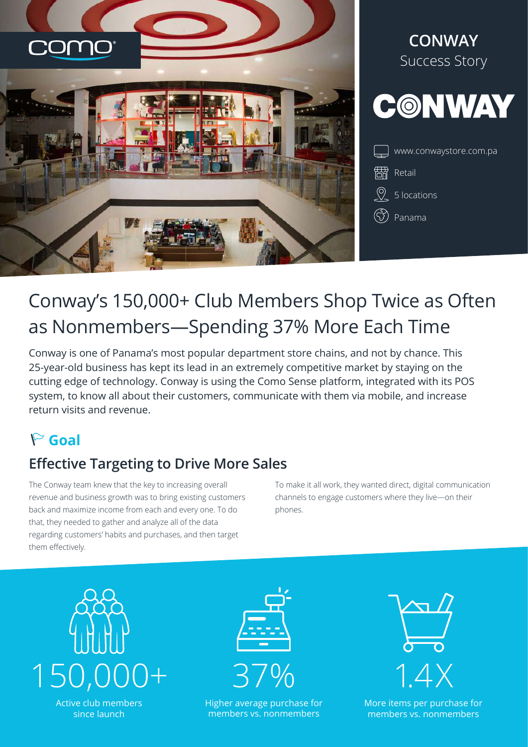como

**CONWAY**
Success Story

CONWAY

www.conwaystore.com.pa

Retail

5 locations

Panama

# Conway's 150,000+ Club Members Shop Twice as Often as Nonmembers—Spending 37% More Each Time

Conway is one of Panama's most popular department store chains, and not by chance. This 25-year-old business has kept its lead in an extremely competitive market by staying on the cutting edge of technology. Conway is using the Como Sense platform, integrated with its POS system, to know all about their customers, communicate with them via mobile, and increase return visits and revenue.

## Goal

### Effective Targeting to Drive More Sales

The Conway team knew that the key to increasing overall revenue and business growth was to bring existing customers back and maximize income from each and every one. To do that, they needed to gather and analyze all of the data regarding customers' habits and purchases, and then target them effectively.

To make it all work, they wanted direct, digital communication channels to engage customers where they live—on their phones.

**150,000+**
Active club members since launch

**37%**
Higher average purchase for members vs. nonmembers

**1.4X**
More items per purchase for members vs. nonmembers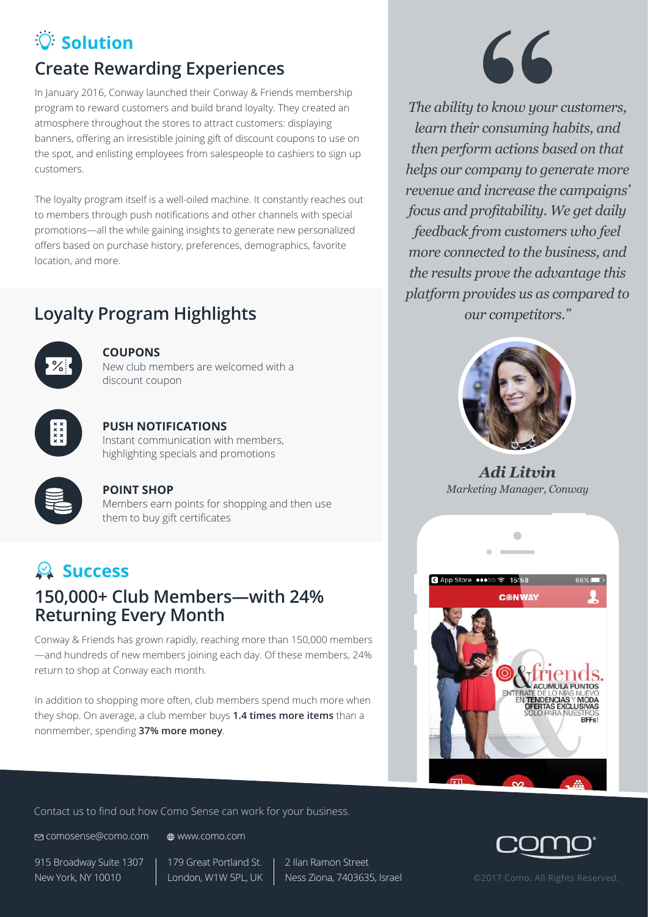## Solution

### Create Rewarding Experiences

In January 2016, Conway launched their Conway & Friends membership program to reward customers and build brand loyalty. They created an atmosphere throughout the stores to attract customers: displaying banners, offering an irresistible joining gift of discount coupons to use on the spot, and enlisting employees from salespeople to cashiers to sign up customers.

The loyalty program itself is a well-oiled machine. It constantly reaches out to members through push notifications and other channels with special promotions—all the while gaining insights to generate new personalized offers based on purchase history, preferences, demographics, favorite location, and more.

### Loyalty Program Highlights

**COUPONS**
New club members are welcomed with a discount coupon

**PUSH NOTIFICATIONS**
Instant communication with members, highlighting specials and promotions

**POINT SHOP**
Members earn points for shopping and then use them to buy gift certificates

## Success

### 150,000+ Club Members—with 24% Returning Every Month

Conway & Friends has grown rapidly, reaching more than 150,000 members—and hundreds of new members joining each day. Of these members, 24% return to shop at Conway each month.

In addition to shopping more often, club members spend much more when they shop. On average, a club member buys **1.4 times more items** than a nonmember, spending **37% more money**.

*The ability to know your customers, learn their consuming habits, and then perform actions based on that helps our company to generate more revenue and increase the campaigns' focus and profitability. We get daily feedback from customers who feel more connected to the business, and the results prove the advantage this platform provides us as compared to our competitors."*

***Adi Litvin***
*Marketing Manager, Conway*

Contact us to find out how Como Sense can work for your business.

comosense@como.com | www.como.com

915 Broadway Suite 1307
New York, NY 10010

179 Great Portland St.
London, W1W 5PL, UK

2 Ilan Ramon Street
Ness Ziona, 7403635, Israel

©2017 Como. All Rights Reserved.